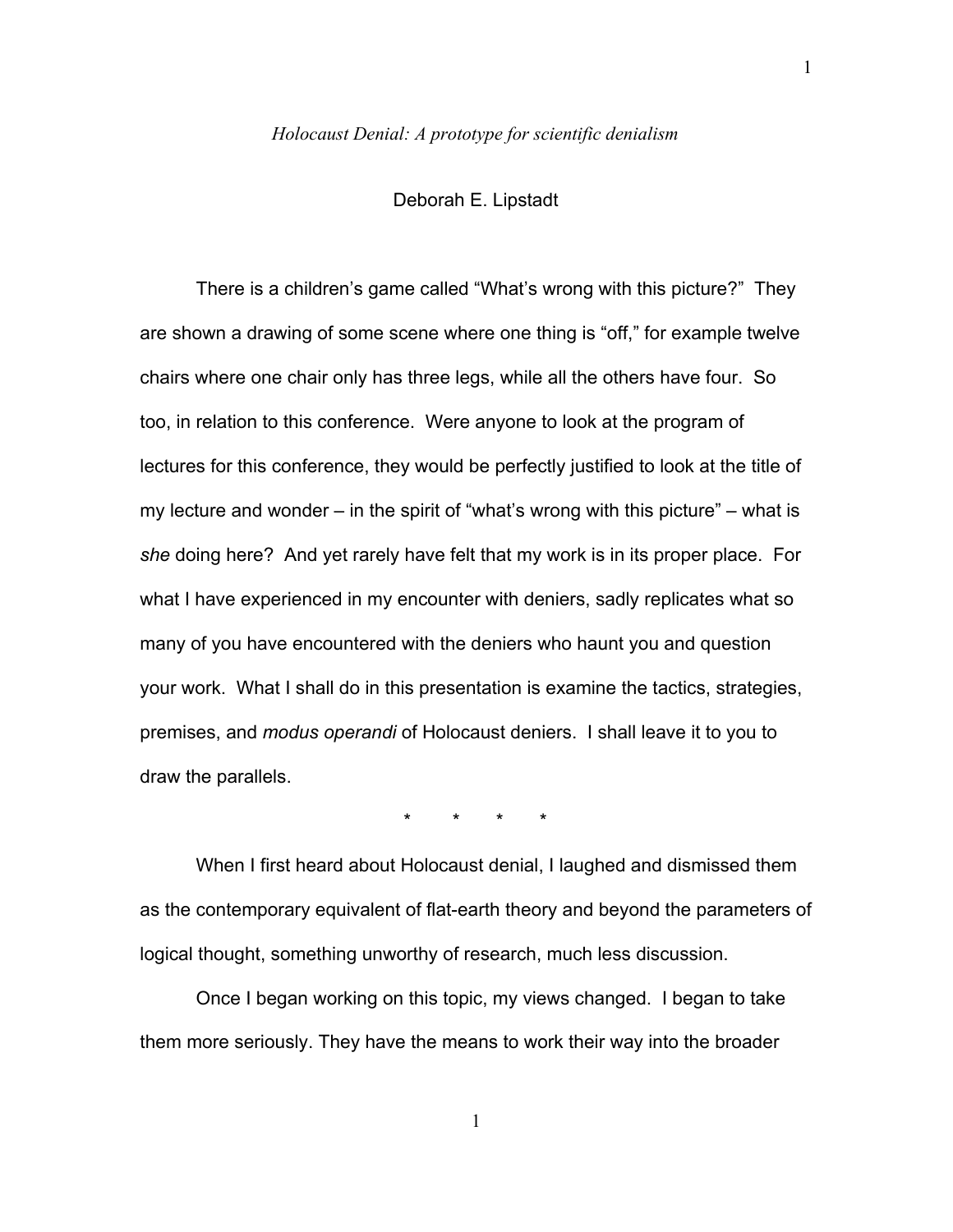*Holocaust Denial: A prototype for scientific denialism*

Deborah E. Lipstadt

There is a children's game called "What's wrong with this picture?" They are shown a drawing of some scene where one thing is "off," for example twelve chairs where one chair only has three legs, while all the others have four. So too, in relation to this conference. Were anyone to look at the program of lectures for this conference, they would be perfectly justified to look at the title of my lecture and wonder – in the spirit of "what's wrong with this picture" – what is *she* doing here? And yet rarely have felt that my work is in its proper place. For what I have experienced in my encounter with deniers, sadly replicates what so many of you have encountered with the deniers who haunt you and question your work. What I shall do in this presentation is examine the tactics, strategies, premises, and *modus operandi* of Holocaust deniers. I shall leave it to you to draw the parallels.

\* \* \* \*

When I first heard about Holocaust denial, I laughed and dismissed them as the contemporary equivalent of flat-earth theory and beyond the parameters of logical thought, something unworthy of research, much less discussion.

Once I began working on this topic, my views changed. I began to take them more seriously. They have the means to work their way into the broader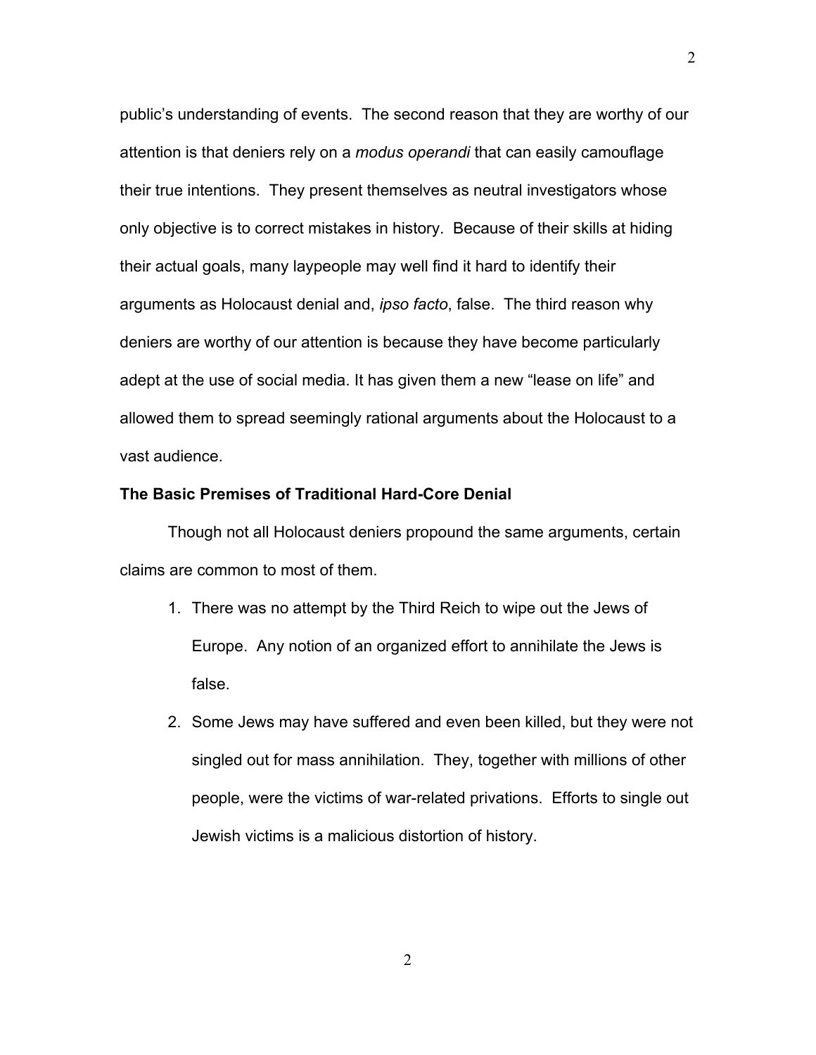public's understanding of events. The second reason that they are worthy of our attention is that deniers rely on a *modus operandi* that can easily camouflage their true intentions. They present themselves as neutral investigators whose only objective is to correct mistakes in history. Because of their skills at hiding their actual goals, many laypeople may well find it hard to identify their arguments as Holocaust denial and, *ipso facto*, false. The third reason why deniers are worthy of our attention is because they have become particularly adept at the use of social media. It has given them a new "lease on life" and allowed them to spread seemingly rational arguments about the Holocaust to a vast audience.

**The Basic Premises of Traditional Hard-Core Denial**

Though not all Holocaust deniers propound the same arguments, certain claims are common to most of them.

1. There was no attempt by the Third Reich to wipe out the Jews of Europe. Any notion of an organized effort to annihilate the Jews is false.
2. Some Jews may have suffered and even been killed, but they were not singled out for mass annihilation. They, together with millions of other people, were the victims of war-related privations. Efforts to single out Jewish victims is a malicious distortion of history.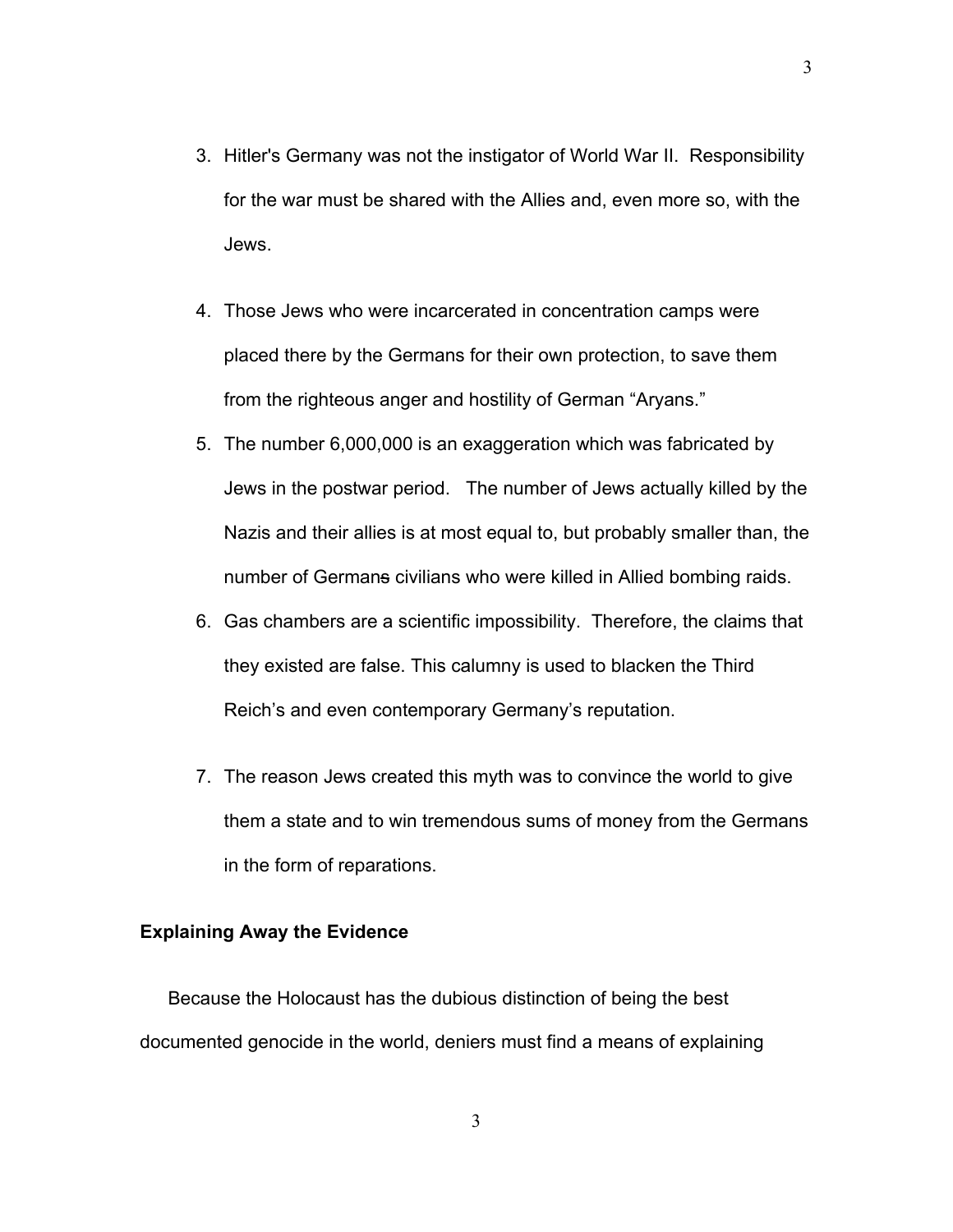3. Hitler's Germany was not the instigator of World War II. Responsibility for the war must be shared with the Allies and, even more so, with the Jews.

4. Those Jews who were incarcerated in concentration camps were placed there by the Germans for their own protection, to save them from the righteous anger and hostility of German "Aryans."

5. The number 6,000,000 is an exaggeration which was fabricated by Jews in the postwar period. The number of Jews actually killed by the Nazis and their allies is at most equal to, but probably smaller than, the number of German~~s~~ civilians who were killed in Allied bombing raids.

6. Gas chambers are a scientific impossibility. Therefore, the claims that they existed are false. This calumny is used to blacken the Third Reich's and even contemporary Germany's reputation.

7. The reason Jews created this myth was to convince the world to give them a state and to win tremendous sums of money from the Germans in the form of reparations.

**Explaining Away the Evidence**

Because the Holocaust has the dubious distinction of being the best documented genocide in the world, deniers must find a means of explaining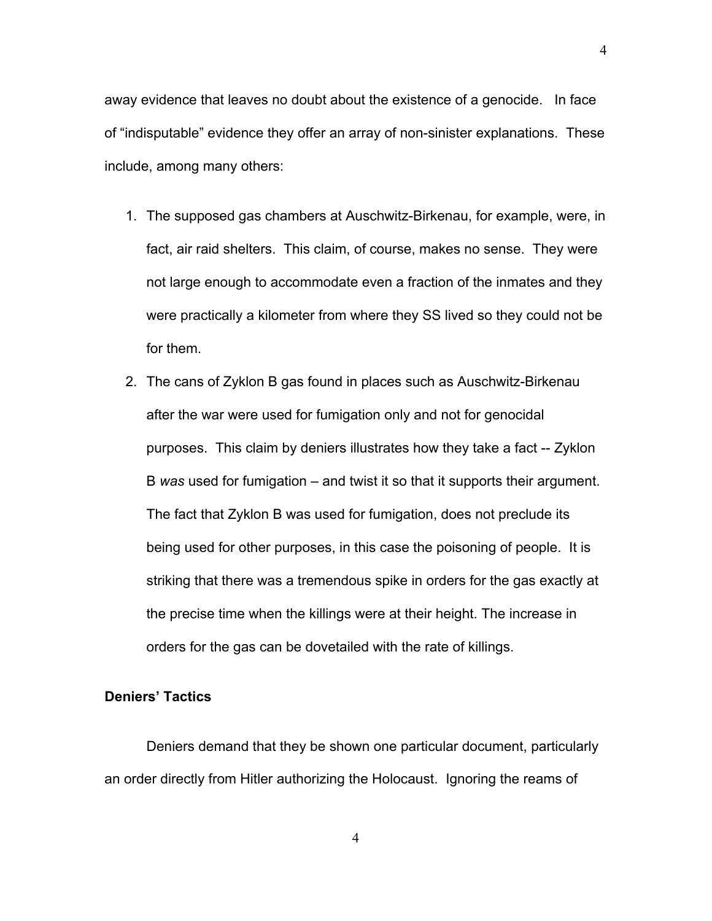away evidence that leaves no doubt about the existence of a genocide. In face of "indisputable" evidence they offer an array of non-sinister explanations. These include, among many others:

1. The supposed gas chambers at Auschwitz-Birkenau, for example, were, in fact, air raid shelters. This claim, of course, makes no sense. They were not large enough to accommodate even a fraction of the inmates and they were practically a kilometer from where they SS lived so they could not be for them.
2. The cans of Zyklon B gas found in places such as Auschwitz-Birkenau after the war were used for fumigation only and not for genocidal purposes. This claim by deniers illustrates how they take a fact -- Zyklon B *was* used for fumigation – and twist it so that it supports their argument. The fact that Zyklon B was used for fumigation, does not preclude its being used for other purposes, in this case the poisoning of people. It is striking that there was a tremendous spike in orders for the gas exactly at the precise time when the killings were at their height. The increase in orders for the gas can be dovetailed with the rate of killings.

**Deniers' Tactics**

Deniers demand that they be shown one particular document, particularly an order directly from Hitler authorizing the Holocaust. Ignoring the reams of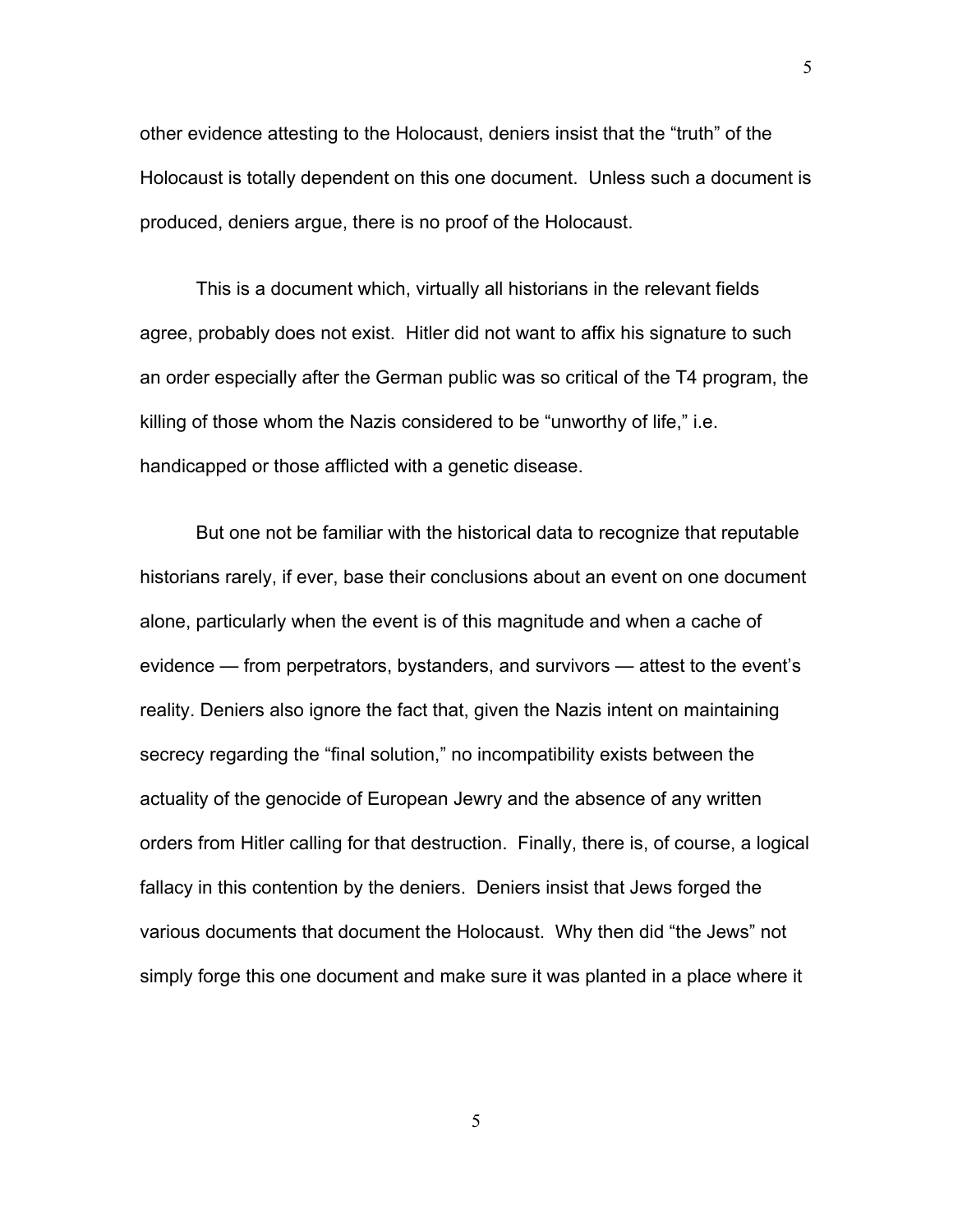other evidence attesting to the Holocaust, deniers insist that the "truth" of the Holocaust is totally dependent on this one document. Unless such a document is produced, deniers argue, there is no proof of the Holocaust.

This is a document which, virtually all historians in the relevant fields agree, probably does not exist. Hitler did not want to affix his signature to such an order especially after the German public was so critical of the T4 program, the killing of those whom the Nazis considered to be "unworthy of life," i.e. handicapped or those afflicted with a genetic disease.

But one not be familiar with the historical data to recognize that reputable historians rarely, if ever, base their conclusions about an event on one document alone, particularly when the event is of this magnitude and when a cache of evidence — from perpetrators, bystanders, and survivors — attest to the event's reality. Deniers also ignore the fact that, given the Nazis intent on maintaining secrecy regarding the "final solution," no incompatibility exists between the actuality of the genocide of European Jewry and the absence of any written orders from Hitler calling for that destruction. Finally, there is, of course, a logical fallacy in this contention by the deniers. Deniers insist that Jews forged the various documents that document the Holocaust. Why then did "the Jews" not simply forge this one document and make sure it was planted in a place where it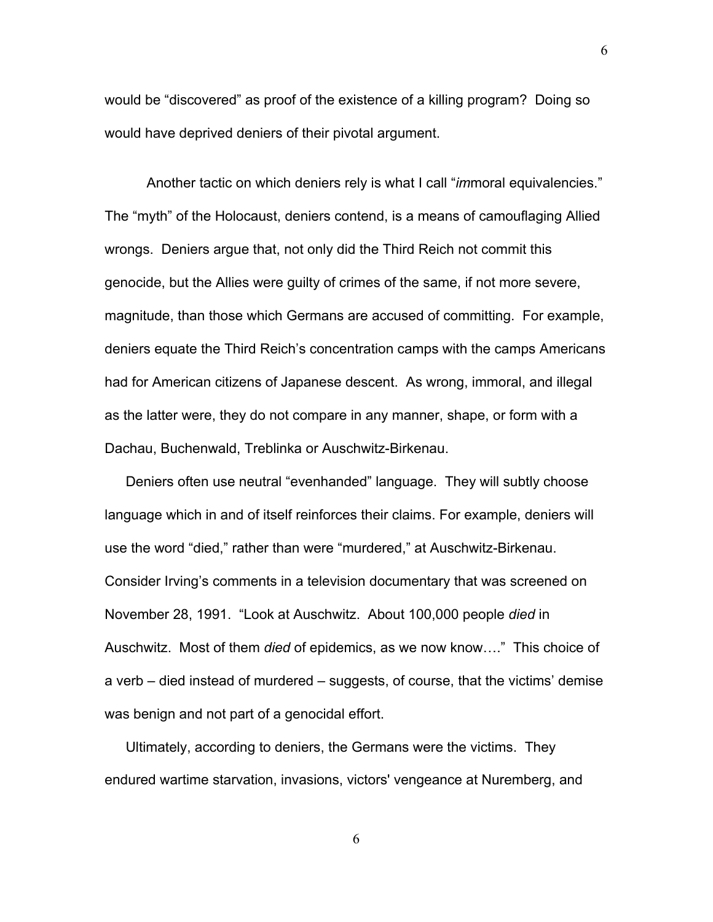would be "discovered" as proof of the existence of a killing program? Doing so would have deprived deniers of their pivotal argument.

Another tactic on which deniers rely is what I call "*im*moral equivalencies." The "myth" of the Holocaust, deniers contend, is a means of camouflaging Allied wrongs. Deniers argue that, not only did the Third Reich not commit this genocide, but the Allies were guilty of crimes of the same, if not more severe, magnitude, than those which Germans are accused of committing. For example, deniers equate the Third Reich's concentration camps with the camps Americans had for American citizens of Japanese descent. As wrong, immoral, and illegal as the latter were, they do not compare in any manner, shape, or form with a Dachau, Buchenwald, Treblinka or Auschwitz-Birkenau.

Deniers often use neutral "evenhanded" language. They will subtly choose language which in and of itself reinforces their claims. For example, deniers will use the word "died," rather than were "murdered," at Auschwitz-Birkenau. Consider Irving's comments in a television documentary that was screened on November 28, 1991. "Look at Auschwitz. About 100,000 people *died* in Auschwitz. Most of them *died* of epidemics, as we now know…." This choice of a verb – died instead of murdered – suggests, of course, that the victims' demise was benign and not part of a genocidal effort.

Ultimately, according to deniers, the Germans were the victims. They endured wartime starvation, invasions, victors' vengeance at Nuremberg, and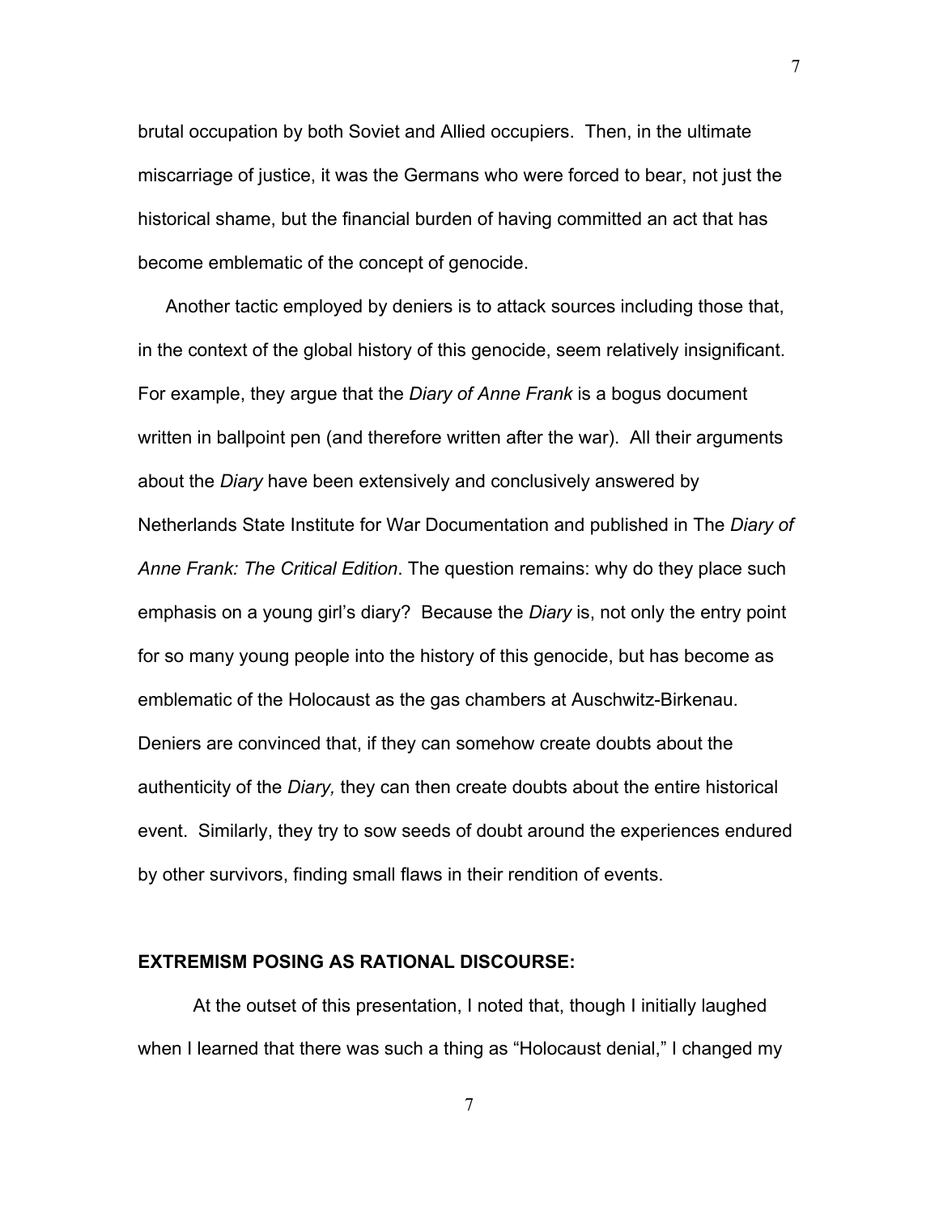brutal occupation by both Soviet and Allied occupiers. Then, in the ultimate miscarriage of justice, it was the Germans who were forced to bear, not just the historical shame, but the financial burden of having committed an act that has become emblematic of the concept of genocide.

Another tactic employed by deniers is to attack sources including those that, in the context of the global history of this genocide, seem relatively insignificant. For example, they argue that the *Diary of Anne Frank* is a bogus document written in ballpoint pen (and therefore written after the war). All their arguments about the *Diary* have been extensively and conclusively answered by Netherlands State Institute for War Documentation and published in The *Diary of Anne Frank: The Critical Edition*. The question remains: why do they place such emphasis on a young girl's diary? Because the *Diary* is, not only the entry point for so many young people into the history of this genocide, but has become as emblematic of the Holocaust as the gas chambers at Auschwitz-Birkenau. Deniers are convinced that, if they can somehow create doubts about the authenticity of the *Diary,* they can then create doubts about the entire historical event. Similarly, they try to sow seeds of doubt around the experiences endured by other survivors, finding small flaws in their rendition of events.

**EXTREMISM POSING AS RATIONAL DISCOURSE:**

At the outset of this presentation, I noted that, though I initially laughed when I learned that there was such a thing as "Holocaust denial," I changed my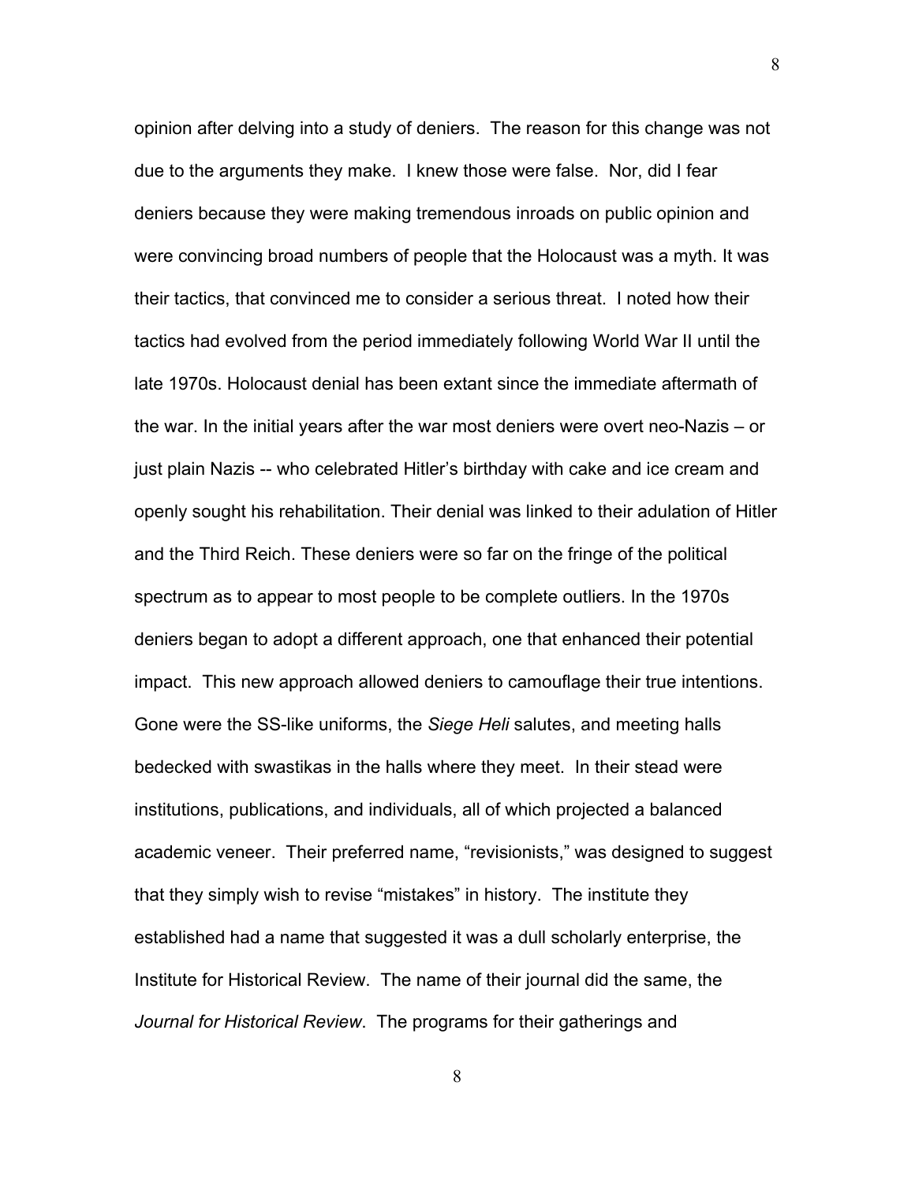opinion after delving into a study of deniers. The reason for this change was not due to the arguments they make. I knew those were false. Nor, did I fear deniers because they were making tremendous inroads on public opinion and were convincing broad numbers of people that the Holocaust was a myth. It was their tactics, that convinced me to consider a serious threat. I noted how their tactics had evolved from the period immediately following World War II until the late 1970s. Holocaust denial has been extant since the immediate aftermath of the war. In the initial years after the war most deniers were overt neo-Nazis – or just plain Nazis -- who celebrated Hitler's birthday with cake and ice cream and openly sought his rehabilitation. Their denial was linked to their adulation of Hitler and the Third Reich. These deniers were so far on the fringe of the political spectrum as to appear to most people to be complete outliers. In the 1970s deniers began to adopt a different approach, one that enhanced their potential impact. This new approach allowed deniers to camouflage their true intentions. Gone were the SS-like uniforms, the *Siege Heli* salutes, and meeting halls bedecked with swastikas in the halls where they meet. In their stead were institutions, publications, and individuals, all of which projected a balanced academic veneer. Their preferred name, "revisionists," was designed to suggest that they simply wish to revise "mistakes" in history. The institute they established had a name that suggested it was a dull scholarly enterprise, the Institute for Historical Review. The name of their journal did the same, the *Journal for Historical Review*. The programs for their gatherings and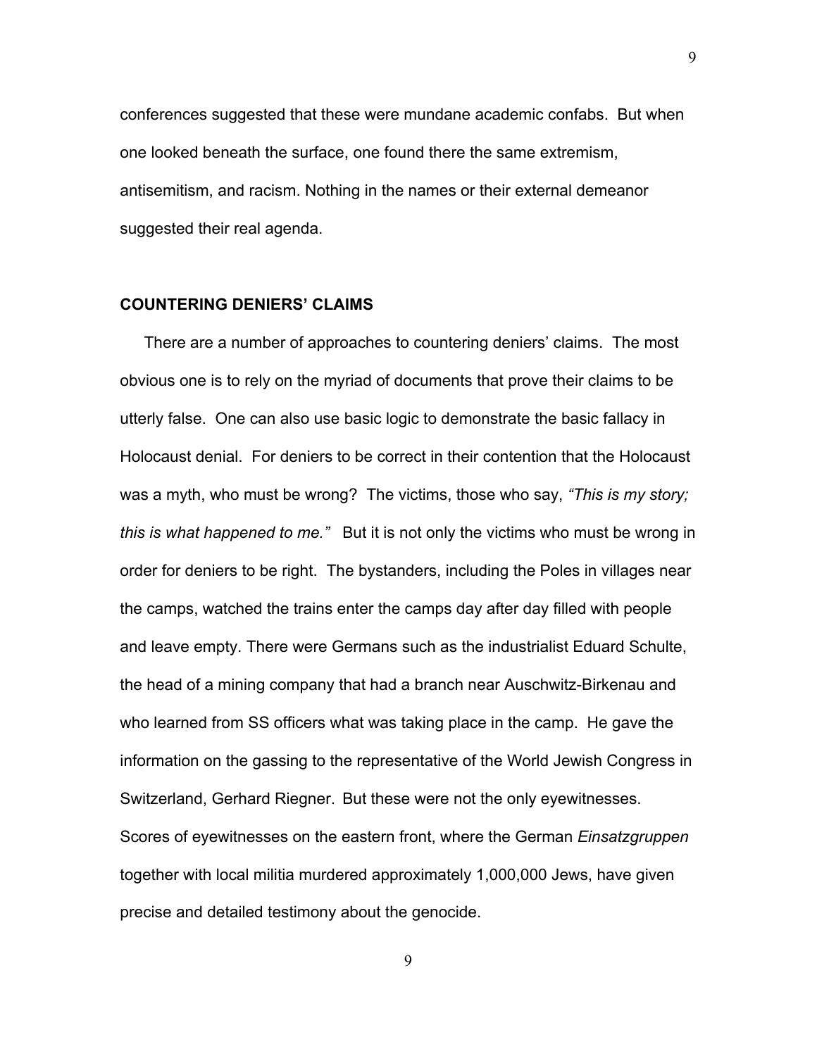conferences suggested that these were mundane academic confabs. But when one looked beneath the surface, one found there the same extremism, antisemitism, and racism. Nothing in the names or their external demeanor suggested their real agenda.

## COUNTERING DENIERS' CLAIMS

There are a number of approaches to countering deniers' claims. The most obvious one is to rely on the myriad of documents that prove their claims to be utterly false. One can also use basic logic to demonstrate the basic fallacy in Holocaust denial. For deniers to be correct in their contention that the Holocaust was a myth, who must be wrong? The victims, those who say, *"This is my story; this is what happened to me."* But it is not only the victims who must be wrong in order for deniers to be right. The bystanders, including the Poles in villages near the camps, watched the trains enter the camps day after day filled with people and leave empty. There were Germans such as the industrialist Eduard Schulte, the head of a mining company that had a branch near Auschwitz-Birkenau and who learned from SS officers what was taking place in the camp. He gave the information on the gassing to the representative of the World Jewish Congress in Switzerland, Gerhard Riegner. But these were not the only eyewitnesses. Scores of eyewitnesses on the eastern front, where the German *Einsatzgruppen* together with local militia murdered approximately 1,000,000 Jews, have given precise and detailed testimony about the genocide.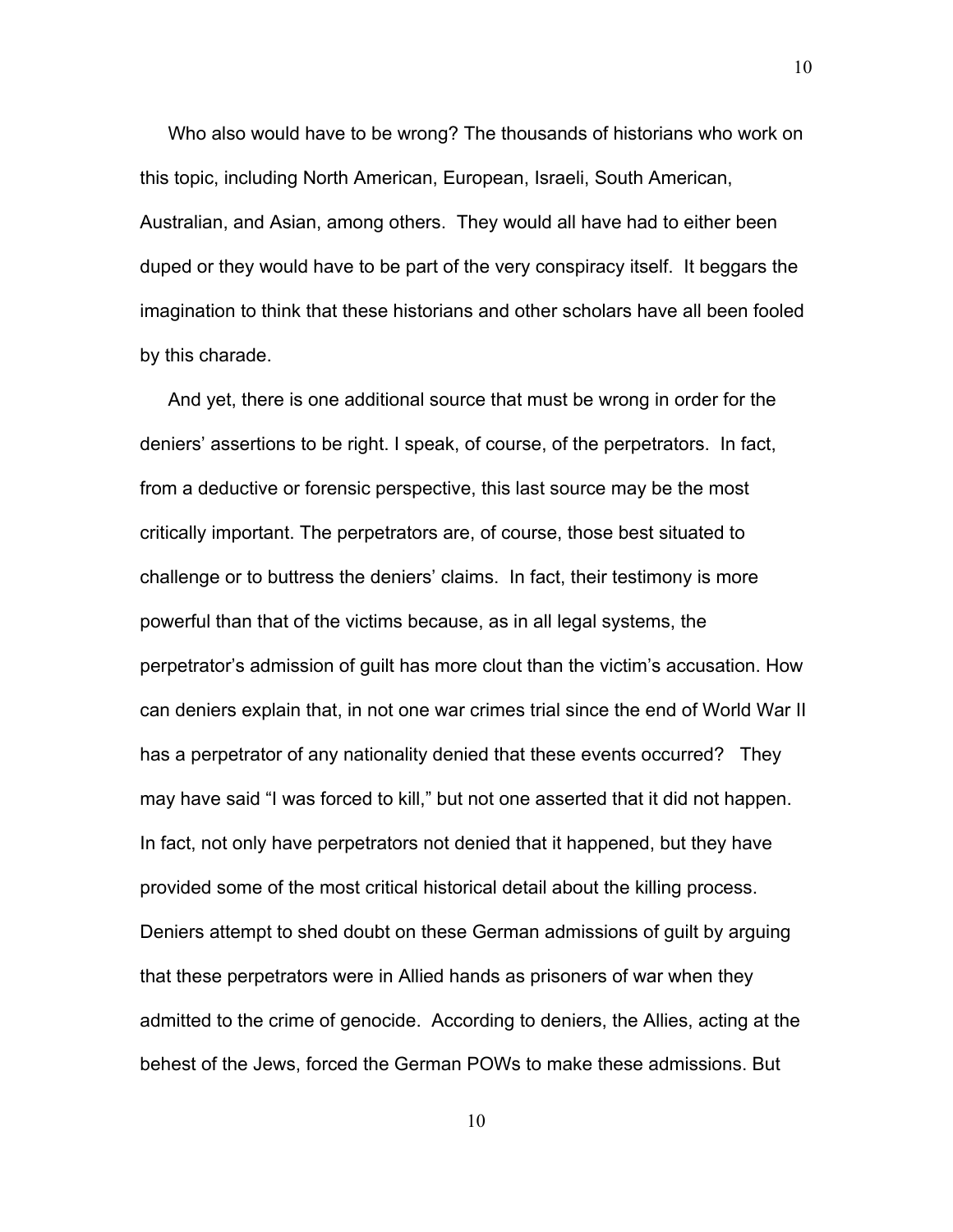Who also would have to be wrong? The thousands of historians who work on this topic, including North American, European, Israeli, South American, Australian, and Asian, among others. They would all have had to either been duped or they would have to be part of the very conspiracy itself. It beggars the imagination to think that these historians and other scholars have all been fooled by this charade.

And yet, there is one additional source that must be wrong in order for the deniers' assertions to be right. I speak, of course, of the perpetrators. In fact, from a deductive or forensic perspective, this last source may be the most critically important. The perpetrators are, of course, those best situated to challenge or to buttress the deniers' claims. In fact, their testimony is more powerful than that of the victims because, as in all legal systems, the perpetrator's admission of guilt has more clout than the victim's accusation. How can deniers explain that, in not one war crimes trial since the end of World War II has a perpetrator of any nationality denied that these events occurred? They may have said "I was forced to kill," but not one asserted that it did not happen. In fact, not only have perpetrators not denied that it happened, but they have provided some of the most critical historical detail about the killing process. Deniers attempt to shed doubt on these German admissions of guilt by arguing that these perpetrators were in Allied hands as prisoners of war when they admitted to the crime of genocide. According to deniers, the Allies, acting at the behest of the Jews, forced the German POWs to make these admissions. But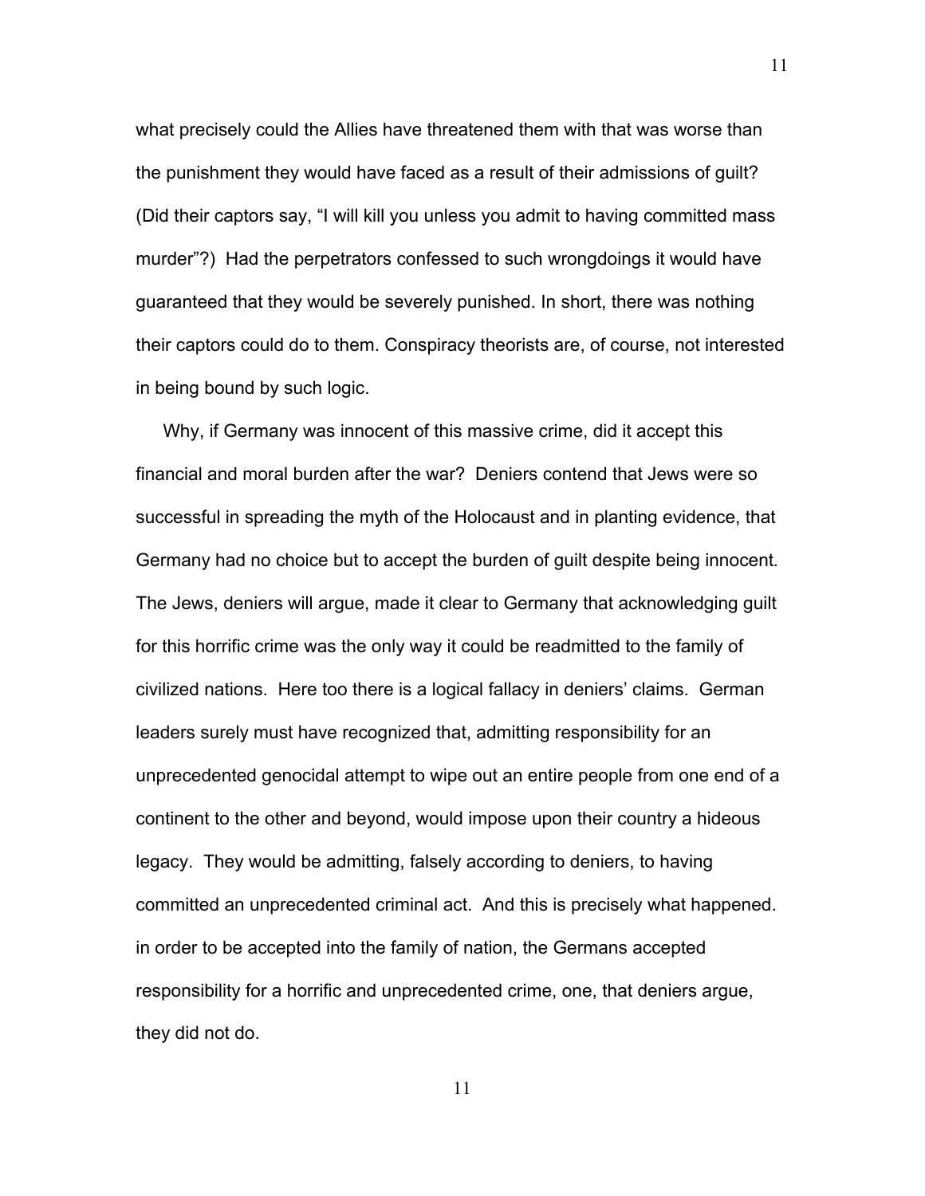what precisely could the Allies have threatened them with that was worse than the punishment they would have faced as a result of their admissions of guilt? (Did their captors say, "I will kill you unless you admit to having committed mass murder"?) Had the perpetrators confessed to such wrongdoings it would have guaranteed that they would be severely punished. In short, there was nothing their captors could do to them. Conspiracy theorists are, of course, not interested in being bound by such logic.

Why, if Germany was innocent of this massive crime, did it accept this financial and moral burden after the war? Deniers contend that Jews were so successful in spreading the myth of the Holocaust and in planting evidence, that Germany had no choice but to accept the burden of guilt despite being innocent. The Jews, deniers will argue, made it clear to Germany that acknowledging guilt for this horrific crime was the only way it could be readmitted to the family of civilized nations. Here too there is a logical fallacy in deniers' claims. German leaders surely must have recognized that, admitting responsibility for an unprecedented genocidal attempt to wipe out an entire people from one end of a continent to the other and beyond, would impose upon their country a hideous legacy. They would be admitting, falsely according to deniers, to having committed an unprecedented criminal act. And this is precisely what happened. in order to be accepted into the family of nation, the Germans accepted responsibility for a horrific and unprecedented crime, one, that deniers argue, they did not do.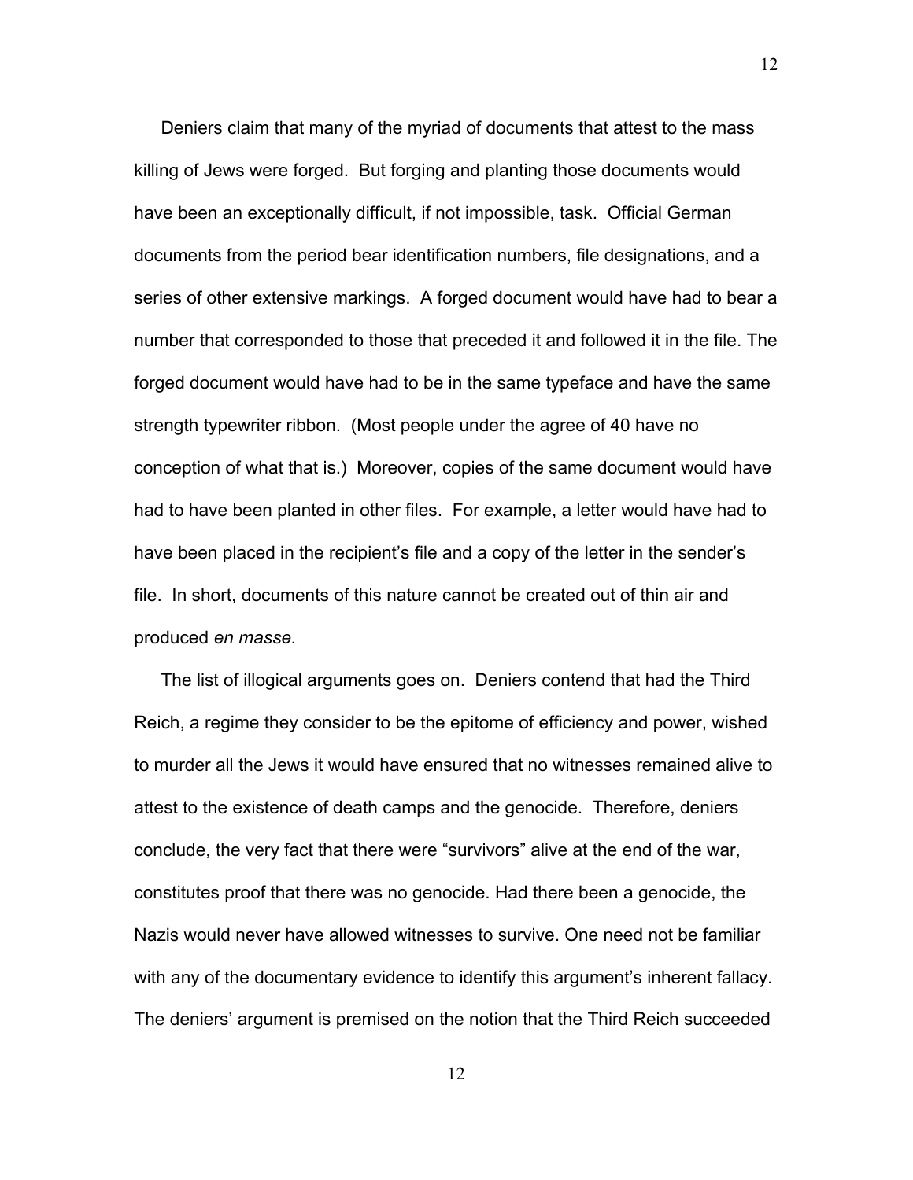Deniers claim that many of the myriad of documents that attest to the mass killing of Jews were forged. But forging and planting those documents would have been an exceptionally difficult, if not impossible, task. Official German documents from the period bear identification numbers, file designations, and a series of other extensive markings. A forged document would have had to bear a number that corresponded to those that preceded it and followed it in the file. The forged document would have had to be in the same typeface and have the same strength typewriter ribbon. (Most people under the agree of 40 have no conception of what that is.) Moreover, copies of the same document would have had to have been planted in other files. For example, a letter would have had to have been placed in the recipient's file and a copy of the letter in the sender's file. In short, documents of this nature cannot be created out of thin air and produced *en masse.*

The list of illogical arguments goes on. Deniers contend that had the Third Reich, a regime they consider to be the epitome of efficiency and power, wished to murder all the Jews it would have ensured that no witnesses remained alive to attest to the existence of death camps and the genocide. Therefore, deniers conclude, the very fact that there were "survivors" alive at the end of the war, constitutes proof that there was no genocide. Had there been a genocide, the Nazis would never have allowed witnesses to survive. One need not be familiar with any of the documentary evidence to identify this argument's inherent fallacy. The deniers' argument is premised on the notion that the Third Reich succeeded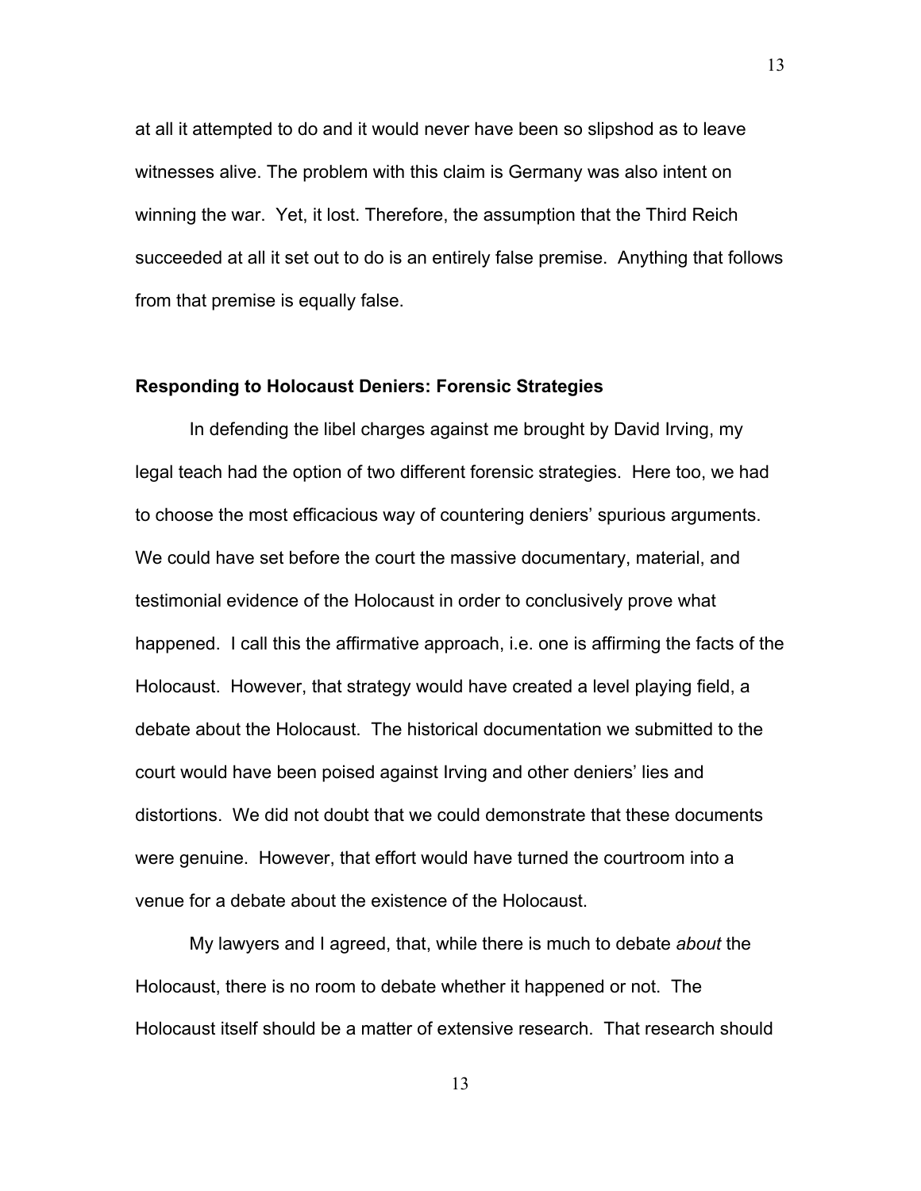at all it attempted to do and it would never have been so slipshod as to leave witnesses alive. The problem with this claim is Germany was also intent on winning the war. Yet, it lost. Therefore, the assumption that the Third Reich succeeded at all it set out to do is an entirely false premise. Anything that follows from that premise is equally false.

### Responding to Holocaust Deniers: Forensic Strategies

In defending the libel charges against me brought by David Irving, my legal teach had the option of two different forensic strategies. Here too, we had to choose the most efficacious way of countering deniers' spurious arguments. We could have set before the court the massive documentary, material, and testimonial evidence of the Holocaust in order to conclusively prove what happened. I call this the affirmative approach, i.e. one is affirming the facts of the Holocaust. However, that strategy would have created a level playing field, a debate about the Holocaust. The historical documentation we submitted to the court would have been poised against Irving and other deniers' lies and distortions. We did not doubt that we could demonstrate that these documents were genuine. However, that effort would have turned the courtroom into a venue for a debate about the existence of the Holocaust.

My lawyers and I agreed, that, while there is much to debate *about* the Holocaust, there is no room to debate whether it happened or not. The Holocaust itself should be a matter of extensive research. That research should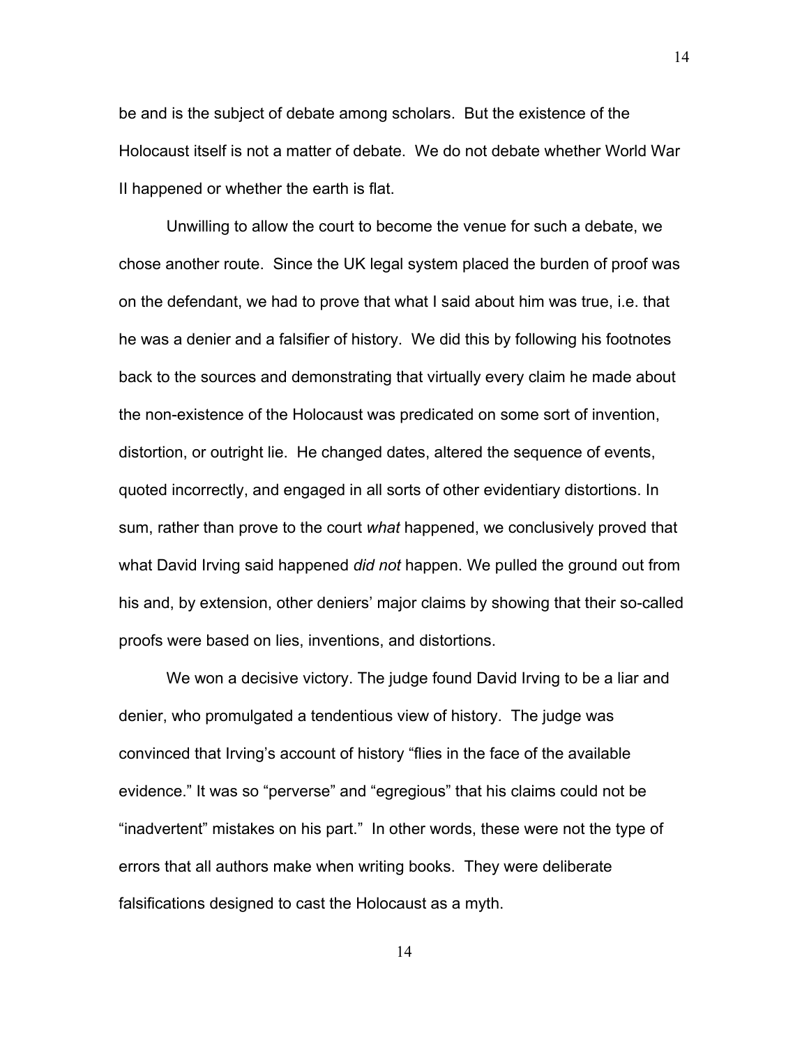be and is the subject of debate among scholars. But the existence of the Holocaust itself is not a matter of debate. We do not debate whether World War II happened or whether the earth is flat.

Unwilling to allow the court to become the venue for such a debate, we chose another route. Since the UK legal system placed the burden of proof was on the defendant, we had to prove that what I said about him was true, i.e. that he was a denier and a falsifier of history. We did this by following his footnotes back to the sources and demonstrating that virtually every claim he made about the non-existence of the Holocaust was predicated on some sort of invention, distortion, or outright lie. He changed dates, altered the sequence of events, quoted incorrectly, and engaged in all sorts of other evidentiary distortions. In sum, rather than prove to the court *what* happened, we conclusively proved that what David Irving said happened *did not* happen. We pulled the ground out from his and, by extension, other deniers' major claims by showing that their so-called proofs were based on lies, inventions, and distortions.

We won a decisive victory. The judge found David Irving to be a liar and denier, who promulgated a tendentious view of history. The judge was convinced that Irving's account of history "flies in the face of the available evidence." It was so "perverse" and "egregious" that his claims could not be "inadvertent" mistakes on his part." In other words, these were not the type of errors that all authors make when writing books. They were deliberate falsifications designed to cast the Holocaust as a myth.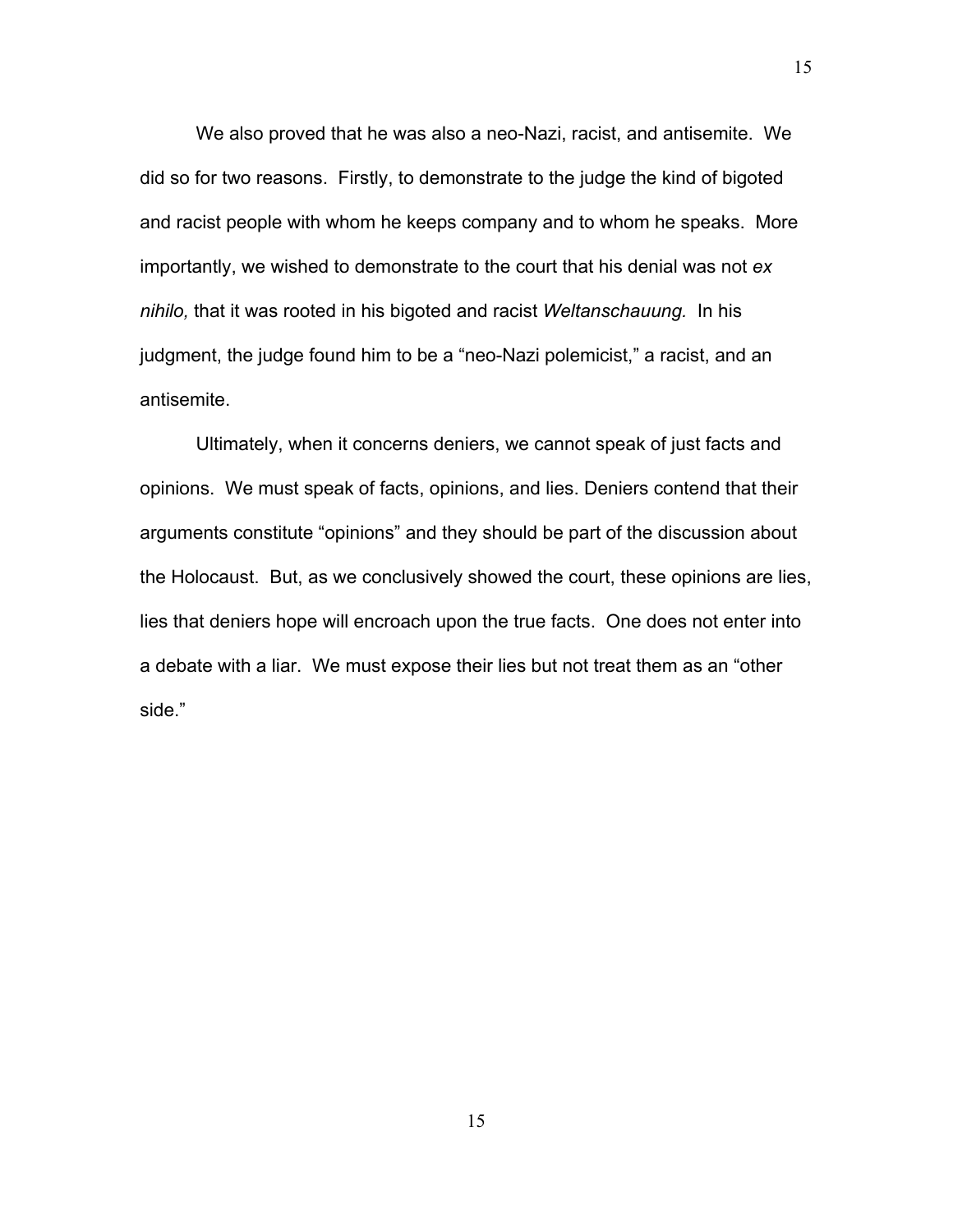We also proved that he was also a neo-Nazi, racist, and antisemite. We did so for two reasons. Firstly, to demonstrate to the judge the kind of bigoted and racist people with whom he keeps company and to whom he speaks. More importantly, we wished to demonstrate to the court that his denial was not *ex nihilo,* that it was rooted in his bigoted and racist *Weltanschauung.* In his judgment, the judge found him to be a "neo-Nazi polemicist," a racist, and an antisemite.

Ultimately, when it concerns deniers, we cannot speak of just facts and opinions. We must speak of facts, opinions, and lies. Deniers contend that their arguments constitute "opinions" and they should be part of the discussion about the Holocaust. But, as we conclusively showed the court, these opinions are lies, lies that deniers hope will encroach upon the true facts. One does not enter into a debate with a liar. We must expose their lies but not treat them as an "other side."